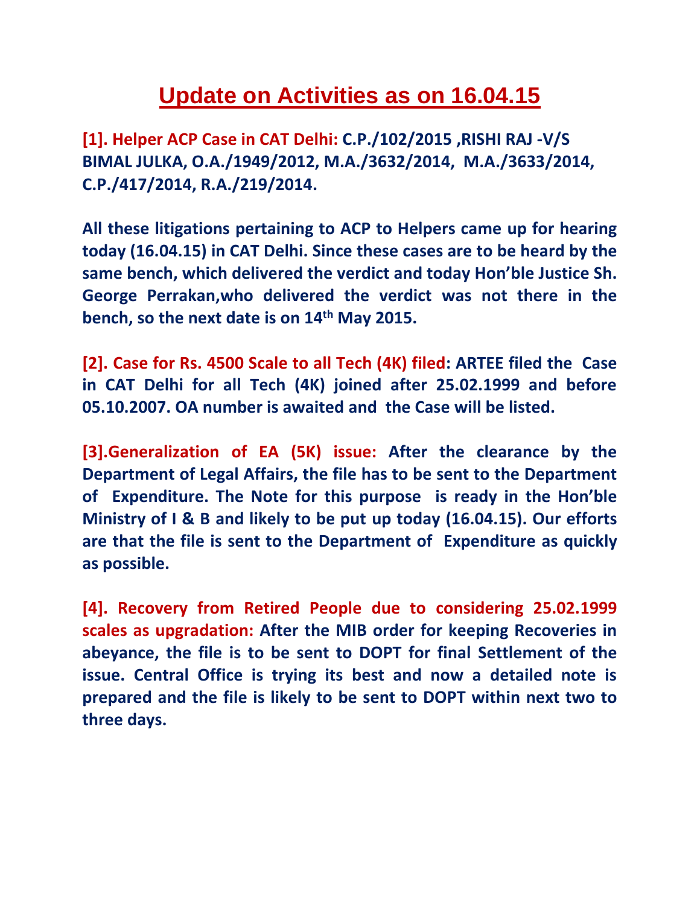# Update on Activities as on 16.04.15

**[1]. Helper ACP Case in CAT Delhi: C.P./102/2015 ,RISHI RAJ -V/S BIMAL JULKA, O.A./1949/2012, M.A./3632/2014, M.A./3633/2014, C.P./417/2014, R.A./219/2014.**

**All these litigations pertaining to ACP to Helpers came up for hearing today (16.04.15) in CAT Delhi. Since these cases are to be heard by the same bench, which delivered the verdict and today Hon'ble Justice Sh. George Perrakan,who delivered the verdict was not there in the bench, so the next date is on 14th May 2015.**

**[2]. Case for Rs. 4500 Scale to all Tech (4K) filed: ARTEE filed the Case in CAT Delhi for all Tech (4K) joined after 25.02.1999 and before 05.10.2007. OA number is awaited and the Case will be listed.**

**[3].Generalization of EA (5K) issue: After the clearance by the Department of Legal Affairs, the file has to be sent to the Department of Expenditure. The Note for this purpose is ready in the Hon'ble Ministry of I & B and likely to be put up today (16.04.15). Our efforts are that the file is sent to the Department of Expenditure as quickly as possible.**

**[4]. Recovery from Retired People due to considering 25.02.1999 scales as upgradation: After the MIB order for keeping Recoveries in abeyance, the file is to be sent to DOPT for final Settlement of the issue. Central Office is trying its best and now a detailed note is prepared and the file is likely to be sent to DOPT within next two to three days.**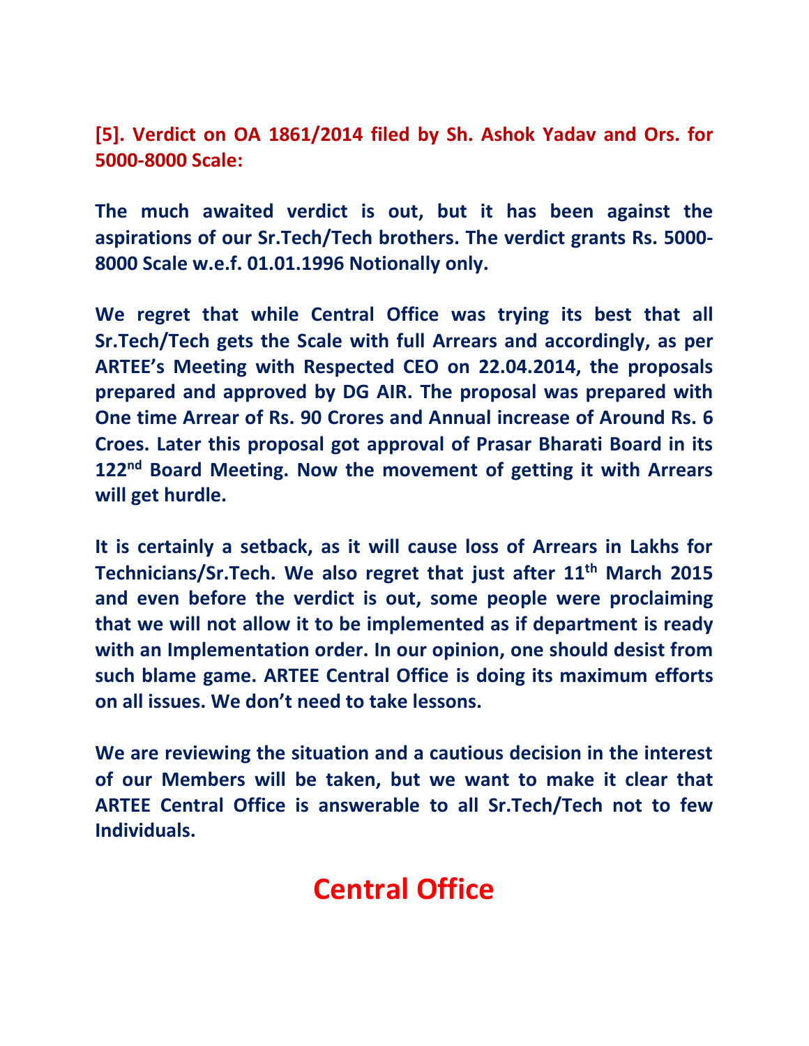**[5]. Verdict on OA 1861/2014 filed by Sh. Ashok Yadav and Ors. for 5000-8000 Scale:**

**The much awaited verdict is out, but it has been against the aspirations of our Sr.Tech/Tech brothers. The verdict grants Rs. 5000-8000 Scale w.e.f. 01.01.1996 Notionally only.**

**We regret that while Central Office was trying its best that all Sr.Tech/Tech gets the Scale with full Arrears and accordingly, as per ARTEE's Meeting with Respected CEO on 22.04.2014, the proposals prepared and approved by DG AIR. The proposal was prepared with One time Arrear of Rs. 90 Crores and Annual increase of Around Rs. 6 Croes. Later this proposal got approval of Prasar Bharati Board in its 122nd Board Meeting. Now the movement of getting it with Arrears will get hurdle.**

**It is certainly a setback, as it will cause loss of Arrears in Lakhs for Technicians/Sr.Tech. We also regret that just after 11th March 2015 and even before the verdict is out, some people were proclaiming that we will not allow it to be implemented as if department is ready with an Implementation order. In our opinion, one should desist from such blame game. ARTEE Central Office is doing its maximum efforts on all issues. We don't need to take lessons.**

**We are reviewing the situation and a cautious decision in the interest of our Members will be taken, but we want to make it clear that ARTEE Central Office is answerable to all Sr.Tech/Tech not to few Individuals.**

**Central Office**